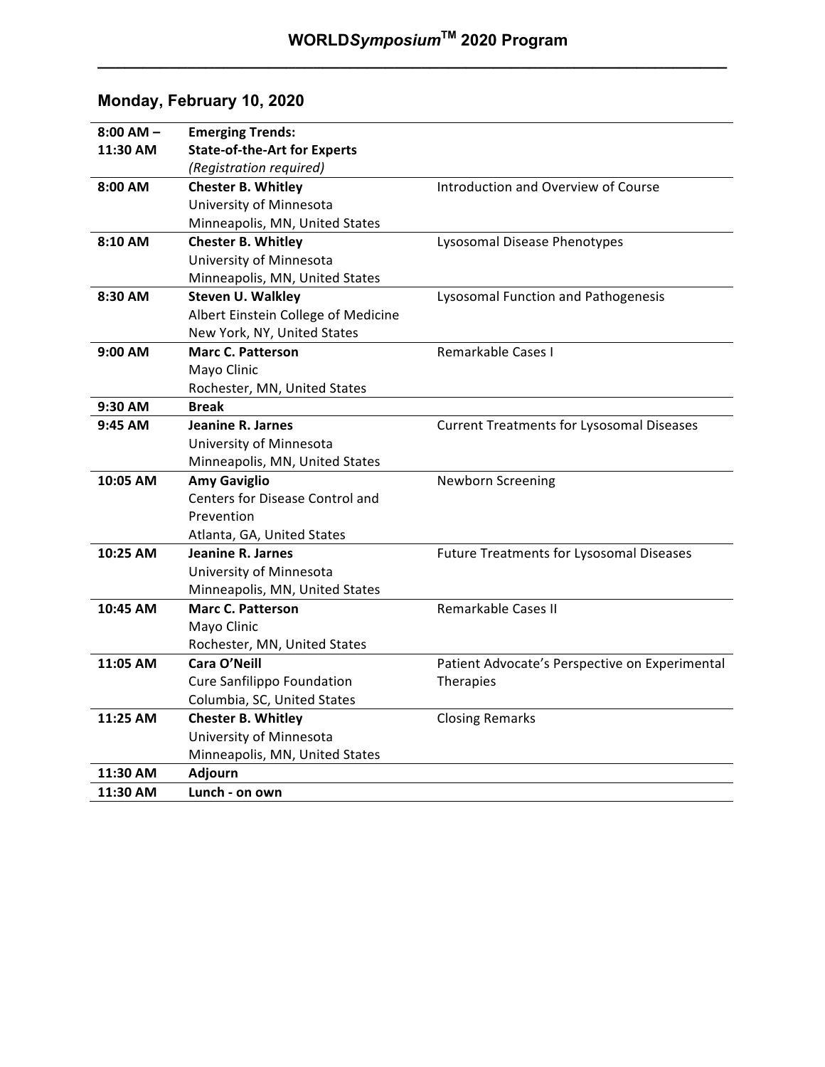# WORLD*Symposium*™ 2020 Program

## Monday, February 10, 2020

| | | |
|---|---|---|
| **8:00 AM – 11:30 AM** | **Emerging Trends: State-of-the-Art for Experts** *(Registration required)* | |
| **8:00 AM** | **Chester B. Whitley** University of Minnesota Minneapolis, MN, United States | Introduction and Overview of Course |
| **8:10 AM** | **Chester B. Whitley** University of Minnesota Minneapolis, MN, United States | Lysosomal Disease Phenotypes |
| **8:30 AM** | **Steven U. Walkley** Albert Einstein College of Medicine New York, NY, United States | Lysosomal Function and Pathogenesis |
| **9:00 AM** | **Marc C. Patterson** Mayo Clinic Rochester, MN, United States | Remarkable Cases I |
| **9:30 AM** | **Break** | |
| **9:45 AM** | **Jeanine R. Jarnes** University of Minnesota Minneapolis, MN, United States | Current Treatments for Lysosomal Diseases |
| **10:05 AM** | **Amy Gaviglio** Centers for Disease Control and Prevention Atlanta, GA, United States | Newborn Screening |
| **10:25 AM** | **Jeanine R. Jarnes** University of Minnesota Minneapolis, MN, United States | Future Treatments for Lysosomal Diseases |
| **10:45 AM** | **Marc C. Patterson** Mayo Clinic Rochester, MN, United States | Remarkable Cases II |
| **11:05 AM** | **Cara O'Neill** Cure Sanfilippo Foundation Columbia, SC, United States | Patient Advocate's Perspective on Experimental Therapies |
| **11:25 AM** | **Chester B. Whitley** University of Minnesota Minneapolis, MN, United States | Closing Remarks |
| **11:30 AM** | **Adjourn** | |
| **11:30 AM** | **Lunch - on own** | |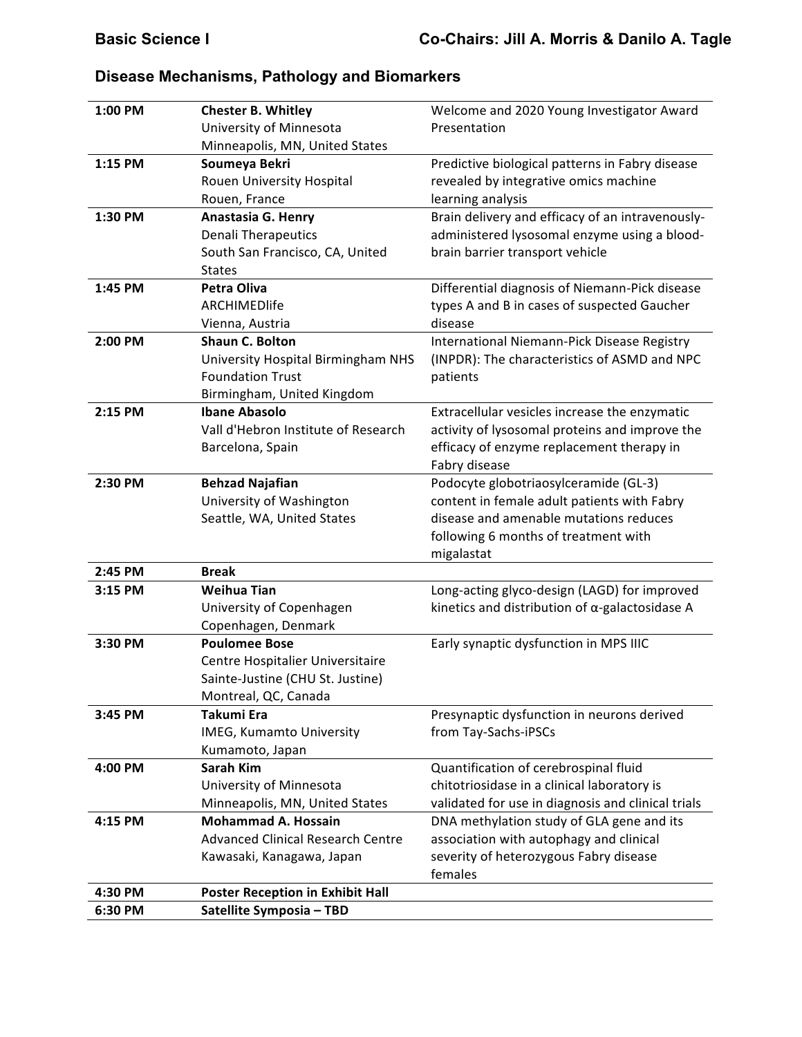**Basic Science I** | **Co-Chairs: Jill A. Morris & Danilo A. Tagle**

## Disease Mechanisms, Pathology and Biomarkers

| Time | Speaker | Title |
|---|---|---|
| **1:00 PM** | **Chester B. Whitley**<br>University of Minnesota<br>Minneapolis, MN, United States | Welcome and 2020 Young Investigator Award Presentation |
| **1:15 PM** | **Soumeya Bekri**<br>Rouen University Hospital<br>Rouen, France | Predictive biological patterns in Fabry disease revealed by integrative omics machine learning analysis |
| **1:30 PM** | **Anastasia G. Henry**<br>Denali Therapeutics<br>South San Francisco, CA, United States | Brain delivery and efficacy of an intravenously-administered lysosomal enzyme using a blood-brain barrier transport vehicle |
| **1:45 PM** | **Petra Oliva**<br>ARCHIMEDlife<br>Vienna, Austria | Differential diagnosis of Niemann-Pick disease types A and B in cases of suspected Gaucher disease |
| **2:00 PM** | **Shaun C. Bolton**<br>University Hospital Birmingham NHS Foundation Trust<br>Birmingham, United Kingdom | International Niemann-Pick Disease Registry (INPDR): The characteristics of ASMD and NPC patients |
| **2:15 PM** | **Ibane Abasolo**<br>Vall d'Hebron Institute of Research<br>Barcelona, Spain | Extracellular vesicles increase the enzymatic activity of lysosomal proteins and improve the efficacy of enzyme replacement therapy in Fabry disease |
| **2:30 PM** | **Behzad Najafian**<br>University of Washington<br>Seattle, WA, United States | Podocyte globotriaosylceramide (GL-3) content in female adult patients with Fabry disease and amenable mutations reduces following 6 months of treatment with migalastat |
| **2:45 PM** | **Break** | |
| **3:15 PM** | **Weihua Tian**<br>University of Copenhagen<br>Copenhagen, Denmark | Long-acting glyco-design (LAGD) for improved kinetics and distribution of α-galactosidase A |
| **3:30 PM** | **Poulomee Bose**<br>Centre Hospitalier Universitaire Sainte-Justine (CHU St. Justine)<br>Montreal, QC, Canada | Early synaptic dysfunction in MPS IIIC |
| **3:45 PM** | **Takumi Era**<br>IMEG, Kumamto University<br>Kumamoto, Japan | Presynaptic dysfunction in neurons derived from Tay-Sachs-iPSCs |
| **4:00 PM** | **Sarah Kim**<br>University of Minnesota<br>Minneapolis, MN, United States | Quantification of cerebrospinal fluid chitotriosidase in a clinical laboratory is validated for use in diagnosis and clinical trials |
| **4:15 PM** | **Mohammad A. Hossain**<br>Advanced Clinical Research Centre<br>Kawasaki, Kanagawa, Japan | DNA methylation study of GLA gene and its association with autophagy and clinical severity of heterozygous Fabry disease females |
| **4:30 PM** | **Poster Reception in Exhibit Hall** | |
| **6:30 PM** | **Satellite Symposia – TBD** | |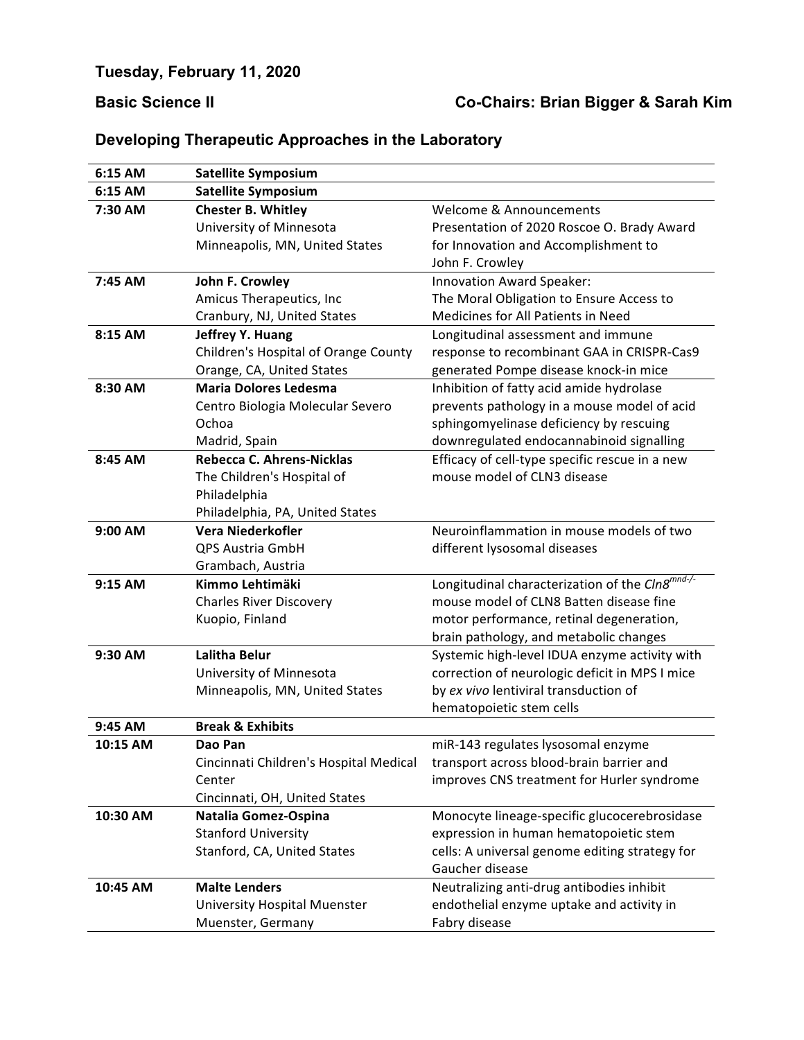## Tuesday, February 11, 2020

### Basic Science II — Co-Chairs: Brian Bigger & Sarah Kim

### Developing Therapeutic Approaches in the Laboratory

| Time | Speaker | Title |
|---|---|---|
| 6:15 AM | **Satellite Symposium** | |
| 6:15 AM | **Satellite Symposium** | |
| 7:30 AM | **Chester B. Whitley**<br>University of Minnesota<br>Minneapolis, MN, United States | Welcome & Announcements<br>Presentation of 2020 Roscoe O. Brady Award for Innovation and Accomplishment to John F. Crowley |
| 7:45 AM | **John F. Crowley**<br>Amicus Therapeutics, Inc<br>Cranbury, NJ, United States | Innovation Award Speaker:<br>The Moral Obligation to Ensure Access to Medicines for All Patients in Need |
| 8:15 AM | **Jeffrey Y. Huang**<br>Children's Hospital of Orange County<br>Orange, CA, United States | Longitudinal assessment and immune response to recombinant GAA in CRISPR-Cas9 generated Pompe disease knock-in mice |
| 8:30 AM | **Maria Dolores Ledesma**<br>Centro Biologia Molecular Severo Ochoa<br>Madrid, Spain | Inhibition of fatty acid amide hydrolase prevents pathology in a mouse model of acid sphingomyelinase deficiency by rescuing downregulated endocannabinoid signalling |
| 8:45 AM | **Rebecca C. Ahrens-Nicklas**<br>The Children's Hospital of Philadelphia<br>Philadelphia, PA, United States | Efficacy of cell-type specific rescue in a new mouse model of CLN3 disease |
| 9:00 AM | **Vera Niederkofler**<br>QPS Austria GmbH<br>Grambach, Austria | Neuroinflammation in mouse models of two different lysosomal diseases |
| 9:15 AM | **Kimmo Lehtimäki**<br>Charles River Discovery<br>Kuopio, Finland | Longitudinal characterization of the *Cln8*$^{mnd-/-}$ mouse model of CLN8 Batten disease fine motor performance, retinal degeneration, brain pathology, and metabolic changes |
| 9:30 AM | **Lalitha Belur**<br>University of Minnesota<br>Minneapolis, MN, United States | Systemic high-level IDUA enzyme activity with correction of neurologic deficit in MPS I mice by *ex vivo* lentiviral transduction of hematopoietic stem cells |
| 9:45 AM | **Break & Exhibits** | |
| 10:15 AM | **Dao Pan**<br>Cincinnati Children's Hospital Medical Center<br>Cincinnati, OH, United States | miR-143 regulates lysosomal enzyme transport across blood-brain barrier and improves CNS treatment for Hurler syndrome |
| 10:30 AM | **Natalia Gomez-Ospina**<br>Stanford University<br>Stanford, CA, United States | Monocyte lineage-specific glucocerebrosidase expression in human hematopoietic stem cells: A universal genome editing strategy for Gaucher disease |
| 10:45 AM | **Malte Lenders**<br>University Hospital Muenster<br>Muenster, Germany | Neutralizing anti-drug antibodies inhibit endothelial enzyme uptake and activity in Fabry disease |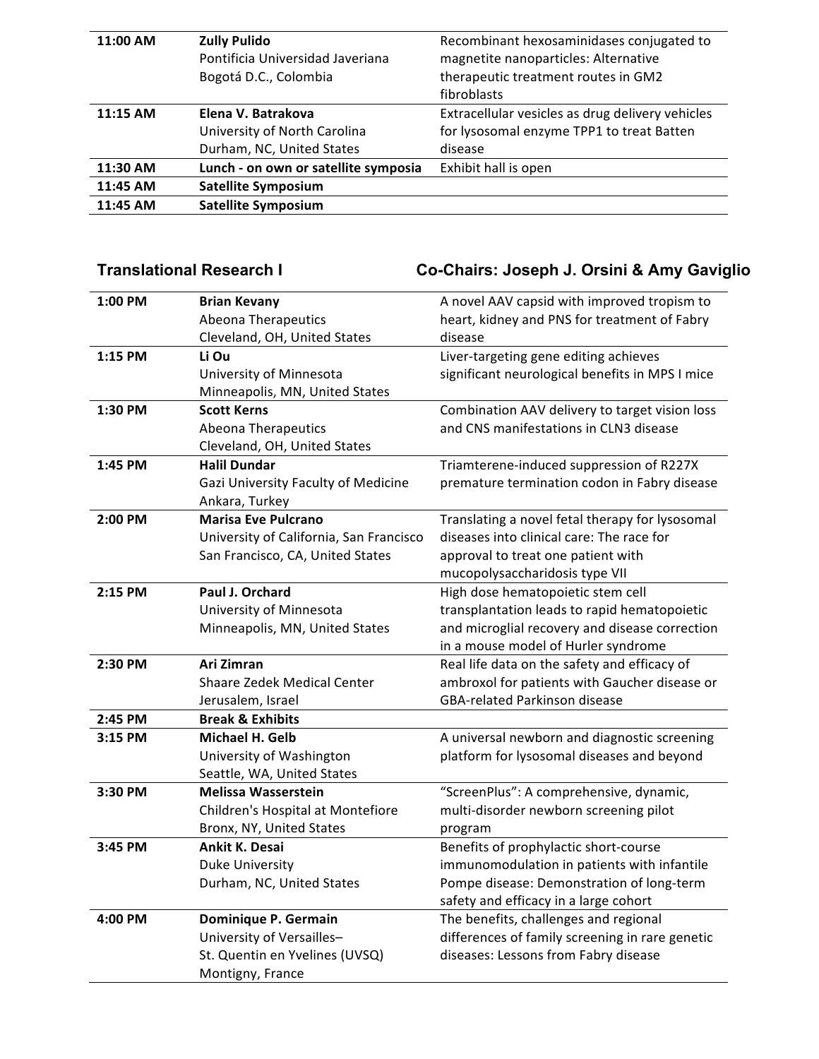| | | |
|---|---|---|
| **11:00 AM** | **Zully Pulido**<br>Pontificia Universidad Javeriana<br>Bogotá D.C., Colombia | Recombinant hexosaminidases conjugated to magnetite nanoparticles: Alternative therapeutic treatment routes in GM2 fibroblasts |
| **11:15 AM** | **Elena V. Batrakova**<br>University of North Carolina<br>Durham, NC, United States | Extracellular vesicles as drug delivery vehicles for lysosomal enzyme TPP1 to treat Batten disease |
| **11:30 AM** | **Lunch - on own or satellite symposia** | Exhibit hall is open |
| **11:45 AM** | **Satellite Symposium** | |
| **11:45 AM** | **Satellite Symposium** | |

## Translational Research I — Co-Chairs: Joseph J. Orsini & Amy Gaviglio

| | | |
|---|---|---|
| **1:00 PM** | **Brian Kevany**<br>Abeona Therapeutics<br>Cleveland, OH, United States | A novel AAV capsid with improved tropism to heart, kidney and PNS for treatment of Fabry disease |
| **1:15 PM** | **Li Ou**<br>University of Minnesota<br>Minneapolis, MN, United States | Liver-targeting gene editing achieves significant neurological benefits in MPS I mice |
| **1:30 PM** | **Scott Kerns**<br>Abeona Therapeutics<br>Cleveland, OH, United States | Combination AAV delivery to target vision loss and CNS manifestations in CLN3 disease |
| **1:45 PM** | **Halil Dundar**<br>Gazi University Faculty of Medicine<br>Ankara, Turkey | Triamterene-induced suppression of R227X premature termination codon in Fabry disease |
| **2:00 PM** | **Marisa Eve Pulcrano**<br>University of California, San Francisco<br>San Francisco, CA, United States | Translating a novel fetal therapy for lysosomal diseases into clinical care: The race for approval to treat one patient with mucopolysaccharidosis type VII |
| **2:15 PM** | **Paul J. Orchard**<br>University of Minnesota<br>Minneapolis, MN, United States | High dose hematopoietic stem cell transplantation leads to rapid hematopoietic and microglial recovery and disease correction in a mouse model of Hurler syndrome |
| **2:30 PM** | **Ari Zimran**<br>Shaare Zedek Medical Center<br>Jerusalem, Israel | Real life data on the safety and efficacy of ambroxol for patients with Gaucher disease or GBA-related Parkinson disease |
| **2:45 PM** | **Break & Exhibits** | |
| **3:15 PM** | **Michael H. Gelb**<br>University of Washington<br>Seattle, WA, United States | A universal newborn and diagnostic screening platform for lysosomal diseases and beyond |
| **3:30 PM** | **Melissa Wasserstein**<br>Children's Hospital at Montefiore<br>Bronx, NY, United States | "ScreenPlus": A comprehensive, dynamic, multi-disorder newborn screening pilot program |
| **3:45 PM** | **Ankit K. Desai**<br>Duke University<br>Durham, NC, United States | Benefits of prophylactic short-course immunomodulation in patients with infantile Pompe disease: Demonstration of long-term safety and efficacy in a large cohort |
| **4:00 PM** | **Dominique P. Germain**<br>University of Versailles–<br>St. Quentin en Yvelines (UVSQ)<br>Montigny, France | The benefits, challenges and regional differences of family screening in rare genetic diseases: Lessons from Fabry disease |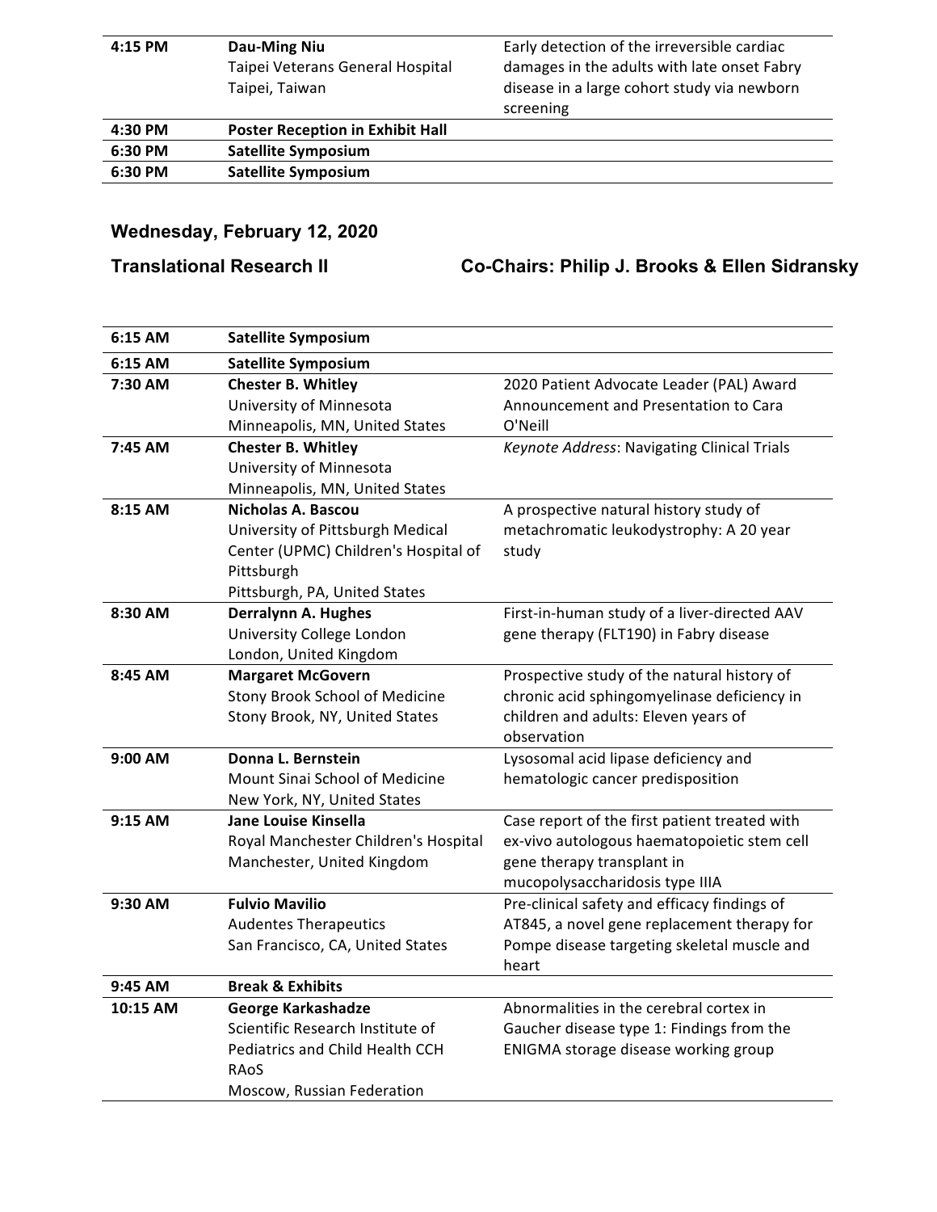| | | |
|---|---|---|
| 4:15 PM | **Dau-Ming Niu**<br>Taipei Veterans General Hospital<br>Taipei, Taiwan | Early detection of the irreversible cardiac damages in the adults with late onset Fabry disease in a large cohort study via newborn screening |
| 4:30 PM | **Poster Reception in Exhibit Hall** | |
| 6:30 PM | **Satellite Symposium** | |
| 6:30 PM | **Satellite Symposium** | |

## Wednesday, February 12, 2020

### Translational Research II — Co-Chairs: Philip J. Brooks & Ellen Sidransky

| | | |
|---|---|---|
| 6:15 AM | **Satellite Symposium** | |
| 6:15 AM | **Satellite Symposium** | |
| 7:30 AM | **Chester B. Whitley**<br>University of Minnesota<br>Minneapolis, MN, United States | 2020 Patient Advocate Leader (PAL) Award Announcement and Presentation to Cara O'Neill |
| 7:45 AM | **Chester B. Whitley**<br>University of Minnesota<br>Minneapolis, MN, United States | *Keynote Address*: Navigating Clinical Trials |
| 8:15 AM | **Nicholas A. Bascou**<br>University of Pittsburgh Medical Center (UPMC) Children's Hospital of Pittsburgh<br>Pittsburgh, PA, United States | A prospective natural history study of metachromatic leukodystrophy: A 20 year study |
| 8:30 AM | **Derralynn A. Hughes**<br>University College London<br>London, United Kingdom | First-in-human study of a liver-directed AAV gene therapy (FLT190) in Fabry disease |
| 8:45 AM | **Margaret McGovern**<br>Stony Brook School of Medicine<br>Stony Brook, NY, United States | Prospective study of the natural history of chronic acid sphingomyelinase deficiency in children and adults: Eleven years of observation |
| 9:00 AM | **Donna L. Bernstein**<br>Mount Sinai School of Medicine<br>New York, NY, United States | Lysosomal acid lipase deficiency and hematologic cancer predisposition |
| 9:15 AM | **Jane Louise Kinsella**<br>Royal Manchester Children's Hospital<br>Manchester, United Kingdom | Case report of the first patient treated with ex-vivo autologous haematopoietic stem cell gene therapy transplant in mucopolysaccharidosis type IIIA |
| 9:30 AM | **Fulvio Mavilio**<br>Audentes Therapeutics<br>San Francisco, CA, United States | Pre-clinical safety and efficacy findings of AT845, a novel gene replacement therapy for Pompe disease targeting skeletal muscle and heart |
| 9:45 AM | **Break & Exhibits** | |
| 10:15 AM | **George Karkashadze**<br>Scientific Research Institute of Pediatrics and Child Health CCH RAoS<br>Moscow, Russian Federation | Abnormalities in the cerebral cortex in Gaucher disease type 1: Findings from the ENIGMA storage disease working group |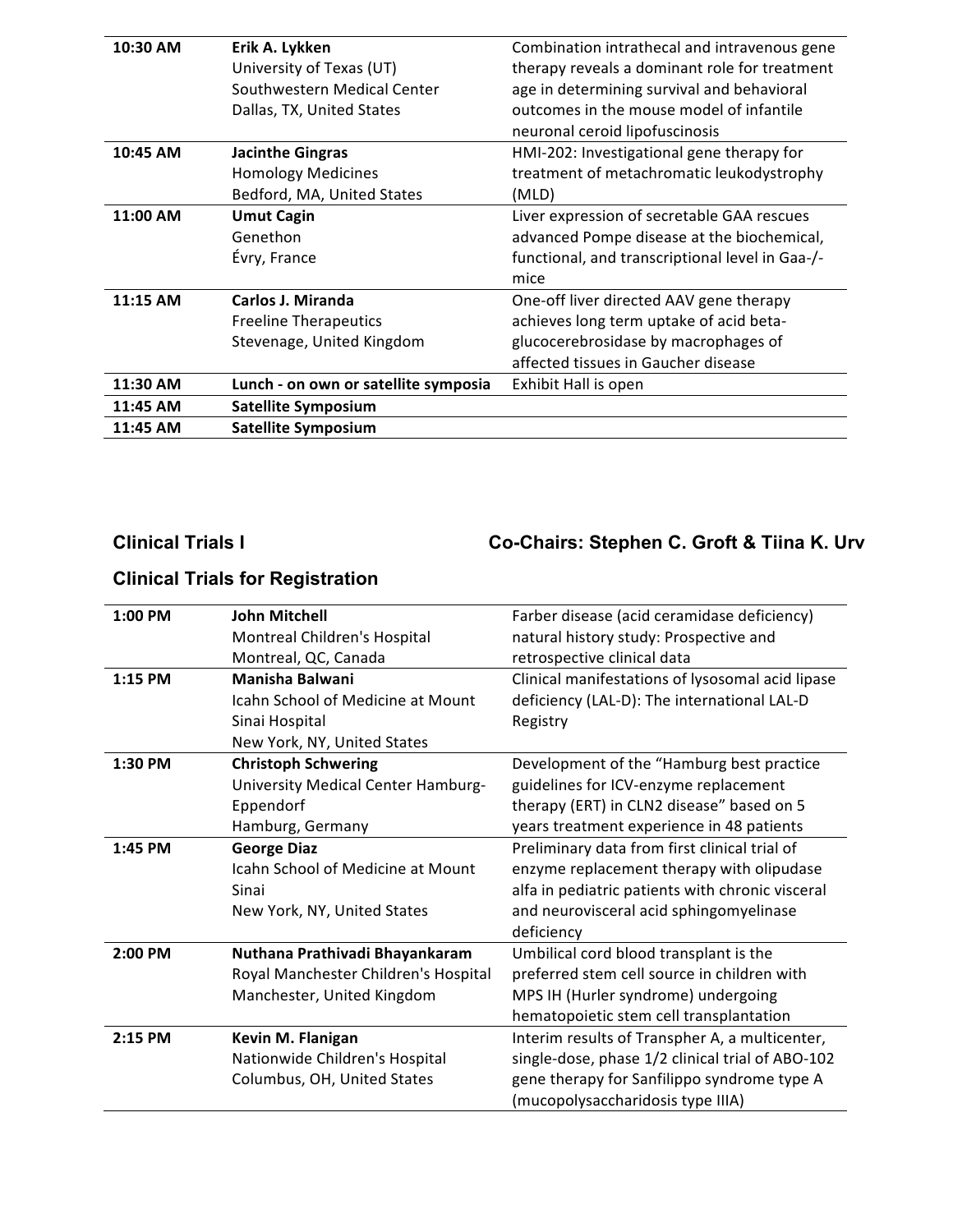| | | |
|---|---|---|
| **10:30 AM** | **Erik A. Lykken**<br>University of Texas (UT)<br>Southwestern Medical Center<br>Dallas, TX, United States | Combination intrathecal and intravenous gene therapy reveals a dominant role for treatment age in determining survival and behavioral outcomes in the mouse model of infantile neuronal ceroid lipofuscinosis |
| **10:45 AM** | **Jacinthe Gingras**<br>Homology Medicines<br>Bedford, MA, United States | HMI-202: Investigational gene therapy for treatment of metachromatic leukodystrophy (MLD) |
| **11:00 AM** | **Umut Cagin**<br>Genethon<br>Évry, France | Liver expression of secretable GAA rescues advanced Pompe disease at the biochemical, functional, and transcriptional level in Gaa-/- mice |
| **11:15 AM** | **Carlos J. Miranda**<br>Freeline Therapeutics<br>Stevenage, United Kingdom | One-off liver directed AAV gene therapy achieves long term uptake of acid beta-glucocerebrosidase by macrophages of affected tissues in Gaucher disease |
| **11:30 AM** | **Lunch - on own or satellite symposia** | Exhibit Hall is open |
| **11:45 AM** | **Satellite Symposium** | |
| **11:45 AM** | **Satellite Symposium** | |

## Clinical Trials I

**Co-Chairs: Stephen C. Groft & Tiina K. Urv**

## Clinical Trials for Registration

| | | |
|---|---|---|
| **1:00 PM** | **John Mitchell**<br>Montreal Children's Hospital<br>Montreal, QC, Canada | Farber disease (acid ceramidase deficiency) natural history study: Prospective and retrospective clinical data |
| **1:15 PM** | **Manisha Balwani**<br>Icahn School of Medicine at Mount Sinai Hospital<br>New York, NY, United States | Clinical manifestations of lysosomal acid lipase deficiency (LAL-D): The international LAL-D Registry |
| **1:30 PM** | **Christoph Schwering**<br>University Medical Center Hamburg-Eppendorf<br>Hamburg, Germany | Development of the "Hamburg best practice guidelines for ICV-enzyme replacement therapy (ERT) in CLN2 disease" based on 5 years treatment experience in 48 patients |
| **1:45 PM** | **George Diaz**<br>Icahn School of Medicine at Mount Sinai<br>New York, NY, United States | Preliminary data from first clinical trial of enzyme replacement therapy with olipudase alfa in pediatric patients with chronic visceral and neurovisceral acid sphingomyelinase deficiency |
| **2:00 PM** | **Nuthana Prathivadi Bhayankaram**<br>Royal Manchester Children's Hospital<br>Manchester, United Kingdom | Umbilical cord blood transplant is the preferred stem cell source in children with MPS IH (Hurler syndrome) undergoing hematopoietic stem cell transplantation |
| **2:15 PM** | **Kevin M. Flanigan**<br>Nationwide Children's Hospital<br>Columbus, OH, United States | Interim results of Transpher A, a multicenter, single-dose, phase 1/2 clinical trial of ABO-102 gene therapy for Sanfilippo syndrome type A (mucopolysaccharidosis type IIIA) |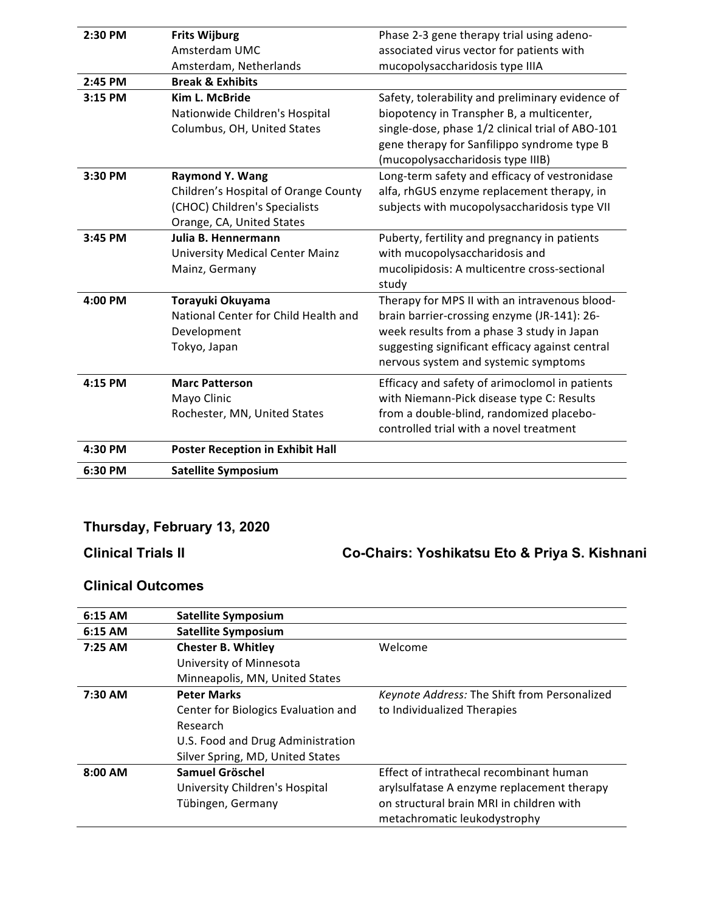| | | |
|---|---|---|
| **2:30 PM** | **Frits Wijburg**<br>Amsterdam UMC<br>Amsterdam, Netherlands | Phase 2-3 gene therapy trial using adeno-associated virus vector for patients with mucopolysaccharidosis type IIIA |
| **2:45 PM** | **Break & Exhibits** | |
| **3:15 PM** | **Kim L. McBride**<br>Nationwide Children's Hospital<br>Columbus, OH, United States | Safety, tolerability and preliminary evidence of biopotency in Transpher B, a multicenter, single-dose, phase 1/2 clinical trial of ABO-101 gene therapy for Sanfilippo syndrome type B (mucopolysaccharidosis type IIIB) |
| **3:30 PM** | **Raymond Y. Wang**<br>Children's Hospital of Orange County (CHOC) Children's Specialists<br>Orange, CA, United States | Long-term safety and efficacy of vestronidase alfa, rhGUS enzyme replacement therapy, in subjects with mucopolysaccharidosis type VII |
| **3:45 PM** | **Julia B. Hennermann**<br>University Medical Center Mainz<br>Mainz, Germany | Puberty, fertility and pregnancy in patients with mucopolysaccharidosis and mucolipidosis: A multicentre cross-sectional study |
| **4:00 PM** | **Torayuki Okuyama**<br>National Center for Child Health and Development<br>Tokyo, Japan | Therapy for MPS II with an intravenous blood-brain barrier-crossing enzyme (JR-141): 26-week results from a phase 3 study in Japan suggesting significant efficacy against central nervous system and systemic symptoms |
| **4:15 PM** | **Marc Patterson**<br>Mayo Clinic<br>Rochester, MN, United States | Efficacy and safety of arimoclomol in patients with Niemann-Pick disease type C: Results from a double-blind, randomized placebo-controlled trial with a novel treatment |
| **4:30 PM** | **Poster Reception in Exhibit Hall** | |
| **6:30 PM** | **Satellite Symposium** | |

## Thursday, February 13, 2020

### Clinical Trials II — Co-Chairs: Yoshikatsu Eto & Priya S. Kishnani

### Clinical Outcomes

| | | |
|---|---|---|
| **6:15 AM** | **Satellite Symposium** | |
| **6:15 AM** | **Satellite Symposium** | |
| **7:25 AM** | **Chester B. Whitley**<br>University of Minnesota<br>Minneapolis, MN, United States | Welcome |
| **7:30 AM** | **Peter Marks**<br>Center for Biologics Evaluation and Research<br>U.S. Food and Drug Administration<br>Silver Spring, MD, United States | *Keynote Address:* The Shift from Personalized to Individualized Therapies |
| **8:00 AM** | **Samuel Gröschel**<br>University Children's Hospital<br>Tübingen, Germany | Effect of intrathecal recombinant human arylsulfatase A enzyme replacement therapy on structural brain MRI in children with metachromatic leukodystrophy |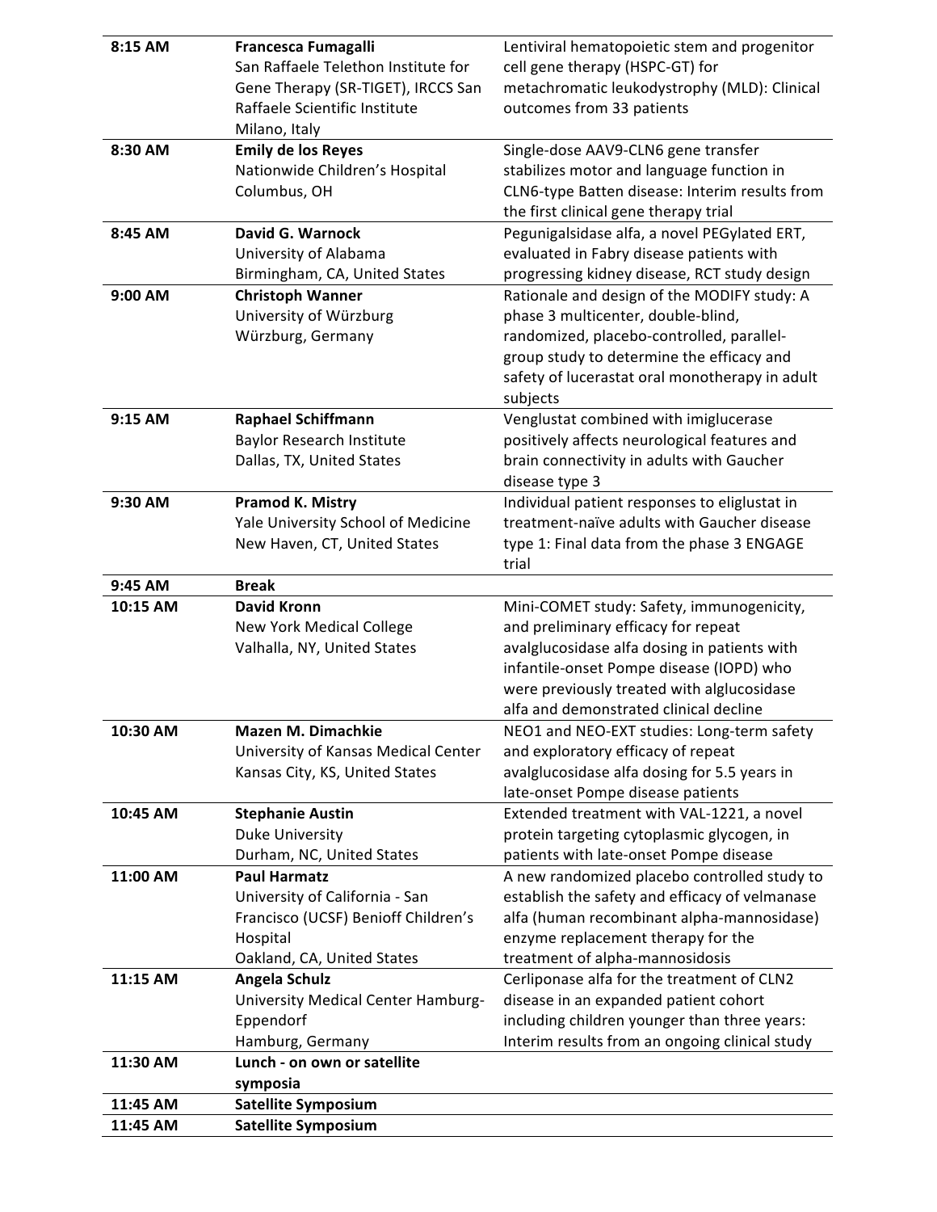| | | |
|---|---|---|
| 8:15 AM | **Francesca Fumagalli**<br>San Raffaele Telethon Institute for Gene Therapy (SR-TIGET), IRCCS San Raffaele Scientific Institute<br>Milano, Italy | Lentiviral hematopoietic stem and progenitor cell gene therapy (HSPC-GT) for metachromatic leukodystrophy (MLD): Clinical outcomes from 33 patients |
| 8:30 AM | **Emily de los Reyes**<br>Nationwide Children's Hospital<br>Columbus, OH | Single-dose AAV9-CLN6 gene transfer stabilizes motor and language function in CLN6-type Batten disease: Interim results from the first clinical gene therapy trial |
| 8:45 AM | **David G. Warnock**<br>University of Alabama<br>Birmingham, CA, United States | Pegunigalsidase alfa, a novel PEGylated ERT, evaluated in Fabry disease patients with progressing kidney disease, RCT study design |
| 9:00 AM | **Christoph Wanner**<br>University of Würzburg<br>Würzburg, Germany | Rationale and design of the MODIFY study: A phase 3 multicenter, double-blind, randomized, placebo-controlled, parallel-group study to determine the efficacy and safety of lucerastat oral monotherapy in adult subjects |
| 9:15 AM | **Raphael Schiffmann**<br>Baylor Research Institute<br>Dallas, TX, United States | Venglustat combined with imiglucerase positively affects neurological features and brain connectivity in adults with Gaucher disease type 3 |
| 9:30 AM | **Pramod K. Mistry**<br>Yale University School of Medicine<br>New Haven, CT, United States | Individual patient responses to eliglustat in treatment-naïve adults with Gaucher disease type 1: Final data from the phase 3 ENGAGE trial |
| 9:45 AM | **Break** | |
| 10:15 AM | **David Kronn**<br>New York Medical College<br>Valhalla, NY, United States | Mini-COMET study: Safety, immunogenicity, and preliminary efficacy for repeat avalglucosidase alfa dosing in patients with infantile-onset Pompe disease (IOPD) who were previously treated with alglucosidase alfa and demonstrated clinical decline |
| 10:30 AM | **Mazen M. Dimachkie**<br>University of Kansas Medical Center<br>Kansas City, KS, United States | NEO1 and NEO-EXT studies: Long-term safety and exploratory efficacy of repeat avalglucosidase alfa dosing for 5.5 years in late-onset Pompe disease patients |
| 10:45 AM | **Stephanie Austin**<br>Duke University<br>Durham, NC, United States | Extended treatment with VAL-1221, a novel protein targeting cytoplasmic glycogen, in patients with late-onset Pompe disease |
| 11:00 AM | **Paul Harmatz**<br>University of California - San Francisco (UCSF) Benioff Children's Hospital<br>Oakland, CA, United States | A new randomized placebo controlled study to establish the safety and efficacy of velmanase alfa (human recombinant alpha-mannosidase) enzyme replacement therapy for the treatment of alpha-mannosidosis |
| 11:15 AM | **Angela Schulz**<br>University Medical Center Hamburg-Eppendorf<br>Hamburg, Germany | Cerliponase alfa for the treatment of CLN2 disease in an expanded patient cohort including children younger than three years: Interim results from an ongoing clinical study |
| 11:30 AM | **Lunch - on own or satellite symposia** | |
| 11:45 AM | **Satellite Symposium** | |
| 11:45 AM | **Satellite Symposium** | |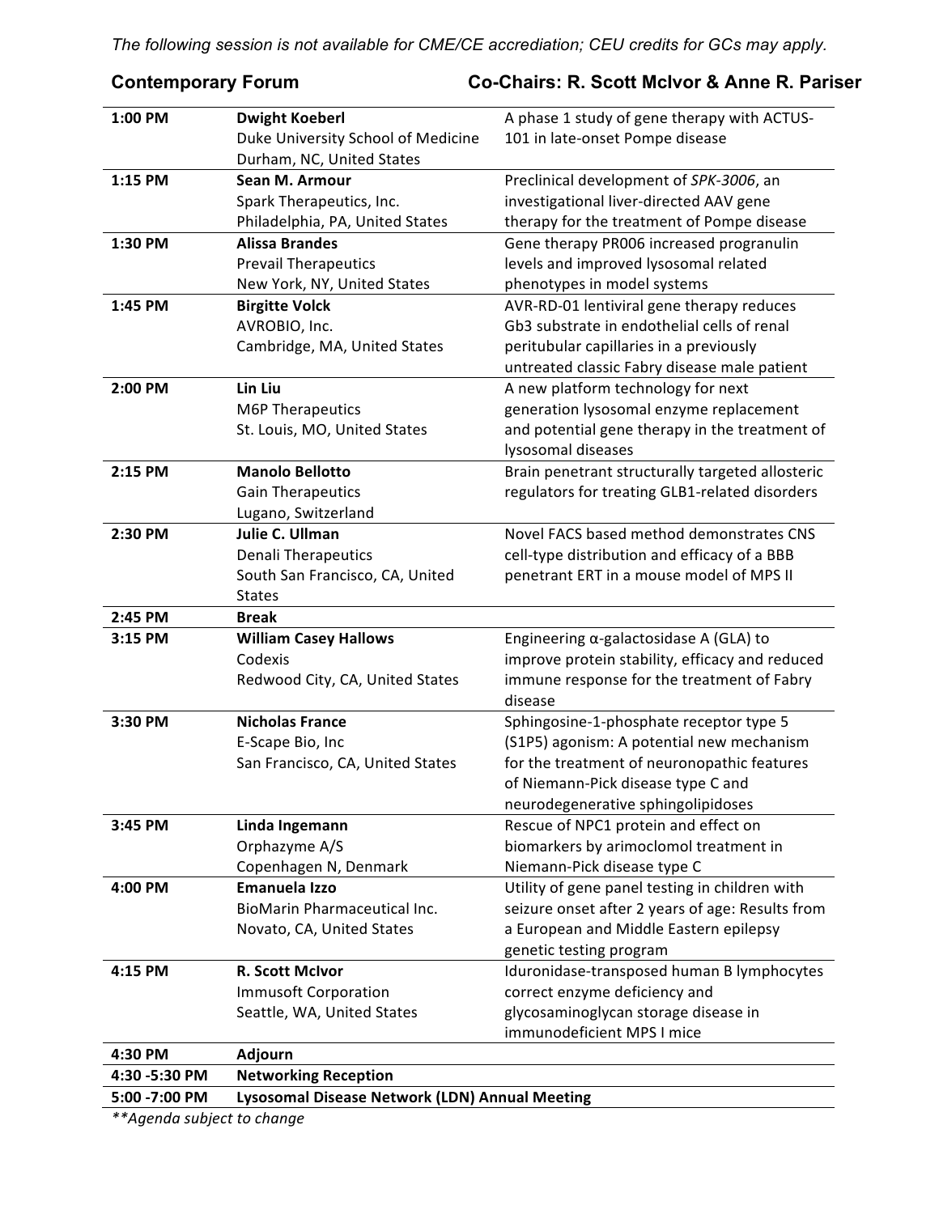*The following session is not available for CME/CE accrediation; CEU credits for GCs may apply.*

## Contemporary Forum

**Co-Chairs: R. Scott McIvor & Anne R. Pariser**

| | | |
|---|---|---|
| **1:00 PM** | **Dwight Koeberl**<br>Duke University School of Medicine<br>Durham, NC, United States | A phase 1 study of gene therapy with ACTUS-101 in late-onset Pompe disease |
| **1:15 PM** | **Sean M. Armour**<br>Spark Therapeutics, Inc.<br>Philadelphia, PA, United States | Preclinical development of *SPK-3006*, an investigational liver-directed AAV gene therapy for the treatment of Pompe disease |
| **1:30 PM** | **Alissa Brandes**<br>Prevail Therapeutics<br>New York, NY, United States | Gene therapy PR006 increased progranulin levels and improved lysosomal related phenotypes in model systems |
| **1:45 PM** | **Birgitte Volck**<br>AVROBIO, Inc.<br>Cambridge, MA, United States | AVR-RD-01 lentiviral gene therapy reduces Gb3 substrate in endothelial cells of renal peritubular capillaries in a previously untreated classic Fabry disease male patient |
| **2:00 PM** | **Lin Liu**<br>M6P Therapeutics<br>St. Louis, MO, United States | A new platform technology for next generation lysosomal enzyme replacement and potential gene therapy in the treatment of lysosomal diseases |
| **2:15 PM** | **Manolo Bellotto**<br>Gain Therapeutics<br>Lugano, Switzerland | Brain penetrant structurally targeted allosteric regulators for treating GLB1-related disorders |
| **2:30 PM** | **Julie C. Ullman**<br>Denali Therapeutics<br>South San Francisco, CA, United States | Novel FACS based method demonstrates CNS cell-type distribution and efficacy of a BBB penetrant ERT in a mouse model of MPS II |
| **2:45 PM** | **Break** | |
| **3:15 PM** | **William Casey Hallows**<br>Codexis<br>Redwood City, CA, United States | Engineering α-galactosidase A (GLA) to improve protein stability, efficacy and reduced immune response for the treatment of Fabry disease |
| **3:30 PM** | **Nicholas France**<br>E-Scape Bio, Inc<br>San Francisco, CA, United States | Sphingosine-1-phosphate receptor type 5 (S1P5) agonism: A potential new mechanism for the treatment of neuronopathic features of Niemann-Pick disease type C and neurodegenerative sphingolipidoses |
| **3:45 PM** | **Linda Ingemann**<br>Orphazyme A/S<br>Copenhagen N, Denmark | Rescue of NPC1 protein and effect on biomarkers by arimoclomol treatment in Niemann-Pick disease type C |
| **4:00 PM** | **Emanuela Izzo**<br>BioMarin Pharmaceutical Inc.<br>Novato, CA, United States | Utility of gene panel testing in children with seizure onset after 2 years of age: Results from a European and Middle Eastern epilepsy genetic testing program |
| **4:15 PM** | **R. Scott McIvor**<br>Immusoft Corporation<br>Seattle, WA, United States | Iduronidase-transposed human B lymphocytes correct enzyme deficiency and glycosaminoglycan storage disease in immunodeficient MPS I mice |
| **4:30 PM** | **Adjourn** | |
| **4:30 -5:30 PM** | **Networking Reception** | |
| **5:00 -7:00 PM** | **Lysosomal Disease Network (LDN) Annual Meeting** | |

*\*\*Agenda subject to change*